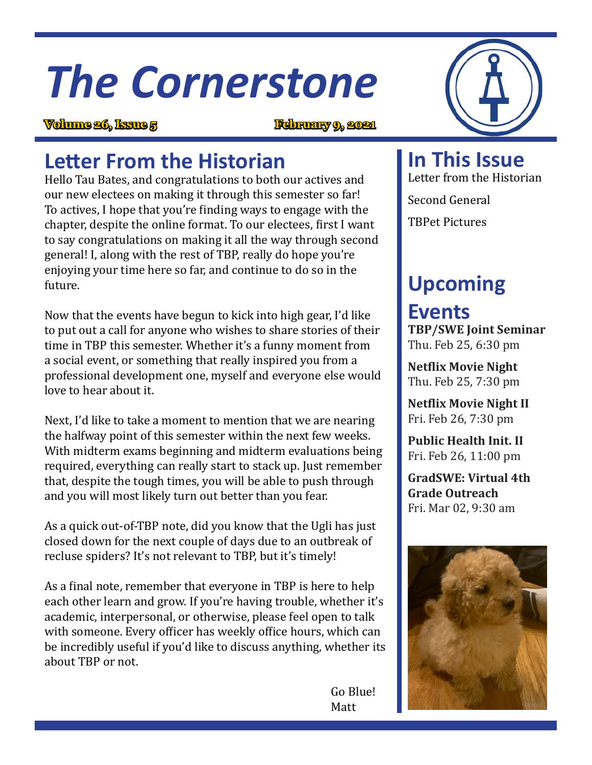# The Cornerstone

**Volume 26, Issue 5** **February 9, 2021**

## Letter From the Historian

Hello Tau Bates, and congratulations to both our actives and our new electees on making it through this semester so far! To actives, I hope that you're finding ways to engage with the chapter, despite the online format. To our electees, first I want to say congratulations on making it all the way through second general! I, along with the rest of TBP, really do hope you're enjoying your time here so far, and continue to do so in the future.

Now that the events have begun to kick into high gear, I'd like to put out a call for anyone who wishes to share stories of their time in TBP this semester. Whether it's a funny moment from a social event, or something that really inspired you from a professional development one, myself and everyone else would love to hear about it.

Next, I'd like to take a moment to mention that we are nearing the halfway point of this semester within the next few weeks. With midterm exams beginning and midterm evaluations being required, everything can really start to stack up. Just remember that, despite the tough times, you will be able to push through and you will most likely turn out better than you fear.

As a quick out-of-TBP note, did you know that the Ugli has just closed down for the next couple of days due to an outbreak of recluse spiders? It's not relevant to TBP, but it's timely!

As a final note, remember that everyone in TBP is here to help each other learn and grow. If you're having trouble, whether it's academic, interpersonal, or otherwise, please feel open to talk with someone. Every officer has weekly office hours, which can be incredibly useful if you'd like to discuss anything, whether its about TBP or not.

Go Blue!
Matt

## In This Issue

Letter from the Historian

Second General

TBPet Pictures

## Upcoming Events

**TBP/SWE Joint Seminar**
Thu. Feb 25, 6:30 pm

**Netflix Movie Night**
Thu. Feb 25, 7:30 pm

**Netflix Movie Night II**
Fri. Feb 26, 7:30 pm

**Public Health Init. II**
Fri. Feb 26, 11:00 pm

**GradSWE: Virtual 4th Grade Outreach**
Fri. Mar 02, 9:30 am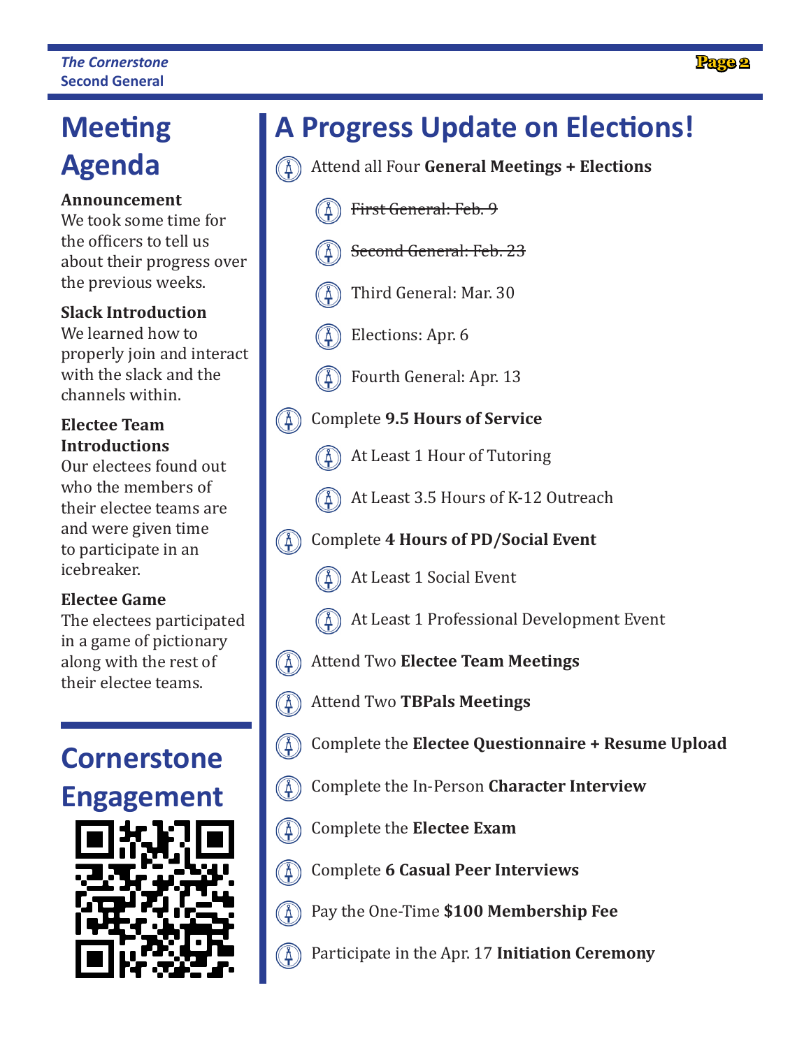# Meeting Agenda

**Announcement**
We took some time for the officers to tell us about their progress over the previous weeks.

**Slack Introduction**
We learned how to properly join and interact with the slack and the channels within.

**Electee Team Introductions**
Our electees found out who the members of their electee teams are and were given time to participate in an icebreaker.

**Electee Game**
The electees participated in a game of pictionary along with the rest of their electee teams.

# Cornerstone Engagement

# A Progress Update on Elections!

- Attend all Four **General Meetings + Elections**
  - ~~First General: Feb. 9~~
  - ~~Second General: Feb. 23~~
  - Third General: Mar. 30
  - Elections: Apr. 6
  - Fourth General: Apr. 13
- Complete **9.5 Hours of Service**
  - At Least 1 Hour of Tutoring
  - At Least 3.5 Hours of K-12 Outreach
- Complete **4 Hours of PD/Social Event**
  - At Least 1 Social Event
  - At Least 1 Professional Development Event
- Attend Two **Electee Team Meetings**
- Attend Two **TBPals Meetings**
- Complete the **Electee Questionnaire + Resume Upload**
- Complete the In-Person **Character Interview**
- Complete the **Electee Exam**
- Complete **6 Casual Peer Interviews**
- Pay the One-Time **$100 Membership Fee**
- Participate in the Apr. 17 **Initiation Ceremony**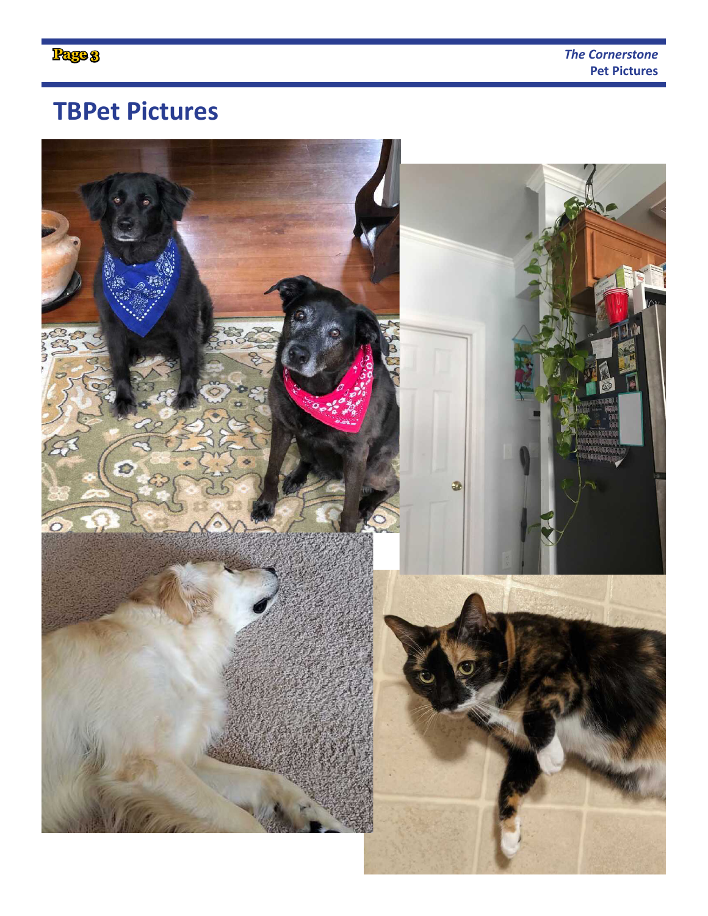# TBPet Pictures